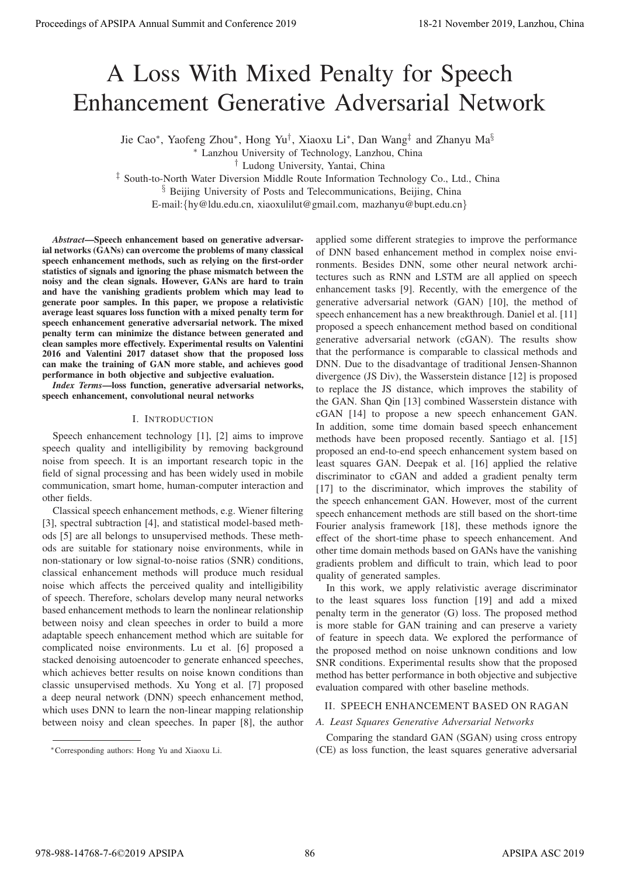# A Loss With Mixed Penalty for Speech Enhancement Generative Adversarial Network

Jie Cao[*], Yaofeng Zhou[*], Hong Yu[†], Xiaoxu Li[*], Dan Wang[‡] and Zhanyu Ma[§]

[*] Lanzhou University of Technology, Lanzhou, China

[†] Ludong University, Yantai, China

[‡] South-to-North Water Diversion Middle Route Information Technology Co., Ltd., China

[§] Beijing University of Posts and Telecommunications, Beijing, China

E-mail:{hy@ldu.edu.cn, xiaoxulilut@gmail.com, mazhanyu@bupt.edu.cn}

***Abstract*—Speech enhancement based on generative adversarial networks (GANs) can overcome the problems of many classical speech enhancement methods, such as relying on the first-order statistics of signals and ignoring the phase mismatch between the noisy and the clean signals. However, GANs are hard to train and have the vanishing gradients problem which may lead to generate poor samples. In this paper, we propose a relativistic average least squares loss function with a mixed penalty term for speech enhancement generative adversarial network. The mixed penalty term can minimize the distance between generated and clean samples more effectively. Experimental results on Valentini 2016 and Valentini 2017 dataset show that the proposed loss can make the training of GAN more stable, and achieves good performance in both objective and subjective evaluation.**

***Index Terms*—loss function, generative adversarial networks, speech enhancement, convolutional neural networks**

## I. Introduction

Speech enhancement technology [1], [2] aims to improve speech quality and intelligibility by removing background noise from speech. It is an important research topic in the field of signal processing and has been widely used in mobile communication, smart home, human-computer interaction and other fields.

Classical speech enhancement methods, e.g. Wiener filtering [3], spectral subtraction [4], and statistical model-based methods [5] are all belongs to unsupervised methods. These methods are suitable for stationary noise environments, while in non-stationary or low signal-to-noise ratios (SNR) conditions, classical enhancement methods will produce much residual noise which affects the perceived quality and intelligibility of speech. Therefore, scholars develop many neural networks based enhancement methods to learn the nonlinear relationship between noisy and clean speeches in order to build a more adaptable speech enhancement method which are suitable for complicated noise environments. Lu et al. [6] proposed a stacked denoising autoencoder to generate enhanced speeches, which achieves better results on noise known conditions than classic unsupervised methods. Xu Yong et al. [7] proposed a deep neural network (DNN) speech enhancement method, which uses DNN to learn the non-linear mapping relationship between noisy and clean speeches. In paper [8], the author applied some different strategies to improve the performance of DNN based enhancement method in complex noise environments. Besides DNN, some other neural network architectures such as RNN and LSTM are all applied on speech enhancement tasks [9]. Recently, with the emergence of the generative adversarial network (GAN) [10], the method of speech enhancement has a new breakthrough. Daniel et al. [11] proposed a speech enhancement method based on conditional generative adversarial network (cGAN). The results show that the performance is comparable to classical methods and DNN. Due to the disadvantage of traditional Jensen-Shannon divergence (JS Div), the Wasserstein distance [12] is proposed to replace the JS distance, which improves the stability of the GAN. Shan Qin [13] combined Wasserstein distance with cGAN [14] to propose a new speech enhancement GAN. In addition, some time domain based speech enhancement methods have been proposed recently. Santiago et al. [15] proposed an end-to-end speech enhancement system based on least squares GAN. Deepak et al. [16] applied the relative discriminator to cGAN and added a gradient penalty term [17] to the discriminator, which improves the stability of the speech enhancement GAN. However, most of the current speech enhancement methods are still based on the short-time Fourier analysis framework [18], these methods ignore the effect of the short-time phase to speech enhancement. And other time domain methods based on GANs have the vanishing gradients problem and difficult to train, which lead to poor quality of generated samples.

In this work, we apply relativistic average discriminator to the least squares loss function [19] and add a mixed penalty term in the generator (G) loss. The proposed method is more stable for GAN training and can preserve a variety of feature in speech data. We explored the performance of the proposed method on noise unknown conditions and low SNR conditions. Experimental results show that the proposed method has better performance in both objective and subjective evaluation compared with other baseline methods.

## II. Speech Enhancement Based on RaGAN

### A. Least Squares Generative Adversarial Networks

Comparing the standard GAN (SGAN) using cross entropy (CE) as loss function, the least squares generative adversarial

[*]Corresponding authors: Hong Yu and Xiaoxu Li.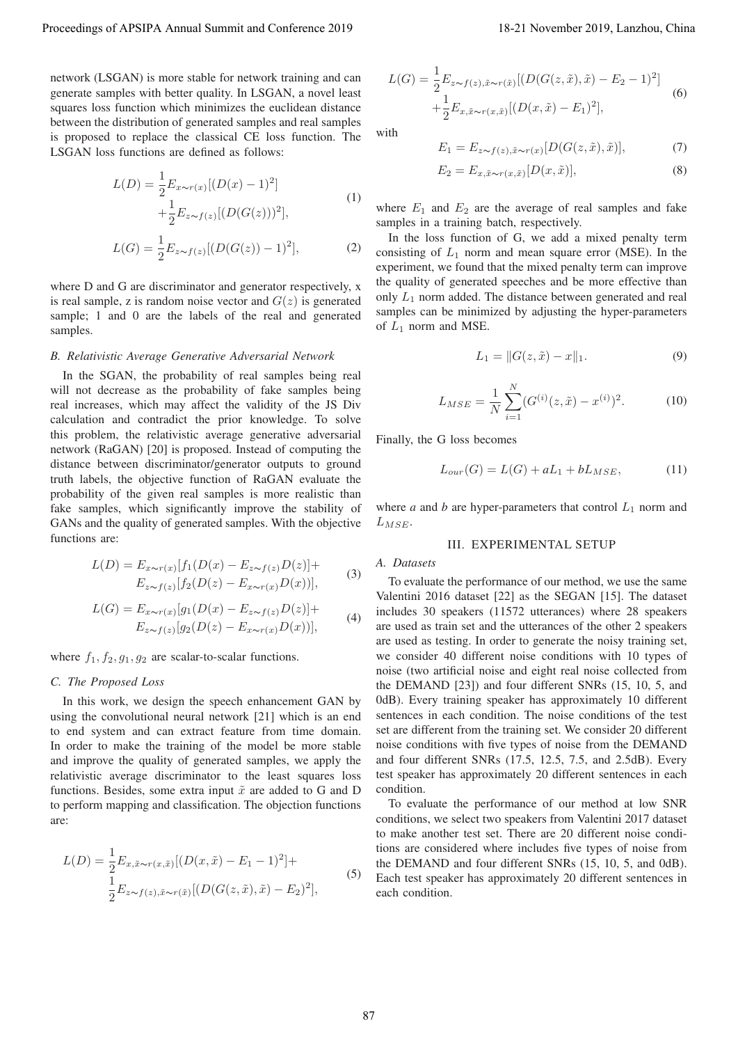network (LSGAN) is more stable for network training and can generate samples with better quality. In LSGAN, a novel least squares loss function which minimizes the euclidean distance between the distribution of generated samples and real samples is proposed to replace the classical CE loss function. The LSGAN loss functions are defined as follows:

$$L(D) = \frac{1}{2}E_{x\sim r(x)}[(D(x)-1)^2] + \frac{1}{2}E_{z\sim f(z)}[(D(G(z)))^2], \tag{1}$$

$$L(G) = \frac{1}{2}E_{z\sim f(z)}[(D(G(z))-1)^2], \tag{2}$$

where D and G are discriminator and generator respectively, x is real sample, z is random noise vector and $G(z)$ is generated sample; 1 and 0 are the labels of the real and generated samples.

### *B. Relativistic Average Generative Adversarial Network*

In the SGAN, the probability of real samples being real will not decrease as the probability of fake samples being real increases, which may affect the validity of the JS Div calculation and contradict the prior knowledge. To solve this problem, the relativistic average generative adversarial network (RaGAN) [20] is proposed. Instead of computing the distance between discriminator/generator outputs to ground truth labels, the objective function of RaGAN evaluate the probability of the given real samples is more realistic than fake samples, which significantly improve the stability of GANs and the quality of generated samples. With the objective functions are:

$$L(D) = E_{x\sim r(x)}[f_1(D(x) - E_{z\sim f(z)}D(z)] + E_{z\sim f(z)}[f_2(D(z) - E_{x\sim r(x)}D(x))], \tag{3}$$

$$L(G) = E_{x\sim r(x)}[g_1(D(x) - E_{z\sim f(z)}D(z)] + E_{z\sim f(z)}[g_2(D(z) - E_{x\sim r(x)}D(x))], \tag{4}$$

where $f_1, f_2, g_1, g_2$ are scalar-to-scalar functions.

### *C. The Proposed Loss*

In this work, we design the speech enhancement GAN by using the convolutional neural network [21] which is an end to end system and can extract feature from time domain. In order to make the training of the model be more stable and improve the quality of generated samples, we apply the relativistic average discriminator to the least squares loss functions. Besides, some extra input $\tilde{x}$ are added to G and D to perform mapping and classification. The objection functions are:

$$L(D) = \frac{1}{2}E_{x,\tilde{x}\sim r(x,\tilde{x})}[(D(x,\tilde{x}) - E_1 - 1)^2] + \frac{1}{2}E_{z\sim f(z),\tilde{x}\sim r(\tilde{x})}[(D(G(z,\tilde{x}),\tilde{x}) - E_2)^2], \tag{5}$$

$$L(G) = \frac{1}{2}E_{z\sim f(z),\tilde{x}\sim r(\tilde{x})}[(D(G(z,\tilde{x}),\tilde{x}) - E_2 - 1)^2] + \frac{1}{2}E_{x,\tilde{x}\sim r(x,\tilde{x})}[(D(x,\tilde{x}) - E_1)^2], \tag{6}$$

with

$$E_1 = E_{z\sim f(z),\tilde{x}\sim r(x)}[D(G(z,\tilde{x}),\tilde{x})], \tag{7}$$

$$E_2 = E_{x,\tilde{x}\sim r(x,\tilde{x})}[D(x,\tilde{x})], \tag{8}$$

where $E_1$ and $E_2$ are the average of real samples and fake samples in a training batch, respectively.

In the loss function of G, we add a mixed penalty term consisting of $L_1$ norm and mean square error (MSE). In the experiment, we found that the mixed penalty term can improve the quality of generated speeches and be more effective than only $L_1$ norm added. The distance between generated and real samples can be minimized by adjusting the hyper-parameters of $L_1$ norm and MSE.

$$L_1 = \|G(z,\tilde{x}) - x\|_1. \tag{9}$$

$$L_{MSE} = \frac{1}{N}\sum_{i=1}^{N}(G^{(i)}(z,\tilde{x}) - x^{(i)})^2. \tag{10}$$

Finally, the G loss becomes

$$L_{our}(G) = L(G) + aL_1 + bL_{MSE}, \tag{11}$$

where *a* and *b* are hyper-parameters that control $L_1$ norm and $L_{MSE}$.

## III. Experimental Setup

### *A. Datasets*

To evaluate the performance of our method, we use the same Valentini 2016 dataset [22] as the SEGAN [15]. The dataset includes 30 speakers (11572 utterances) where 28 speakers are used as train set and the utterances of the other 2 speakers are used as testing. In order to generate the noisy training set, we consider 40 different noise conditions with 10 types of noise (two artificial noise and eight real noise collected from the DEMAND [23]) and four different SNRs (15, 10, 5, and 0dB). Every training speaker has approximately 10 different sentences in each condition. The noise conditions of the test set are different from the training set. We consider 20 different noise conditions with five types of noise from the DEMAND and four different SNRs (17.5, 12.5, 7.5, and 2.5dB). Every test speaker has approximately 20 different sentences in each condition.

To evaluate the performance of our method at low SNR conditions, we select two speakers from Valentini 2017 dataset to make another test set. There are 20 different noise conditions are considered where includes five types of noise from the DEMAND and four different SNRs (15, 10, 5, and 0dB). Each test speaker has approximately 20 different sentences in each condition.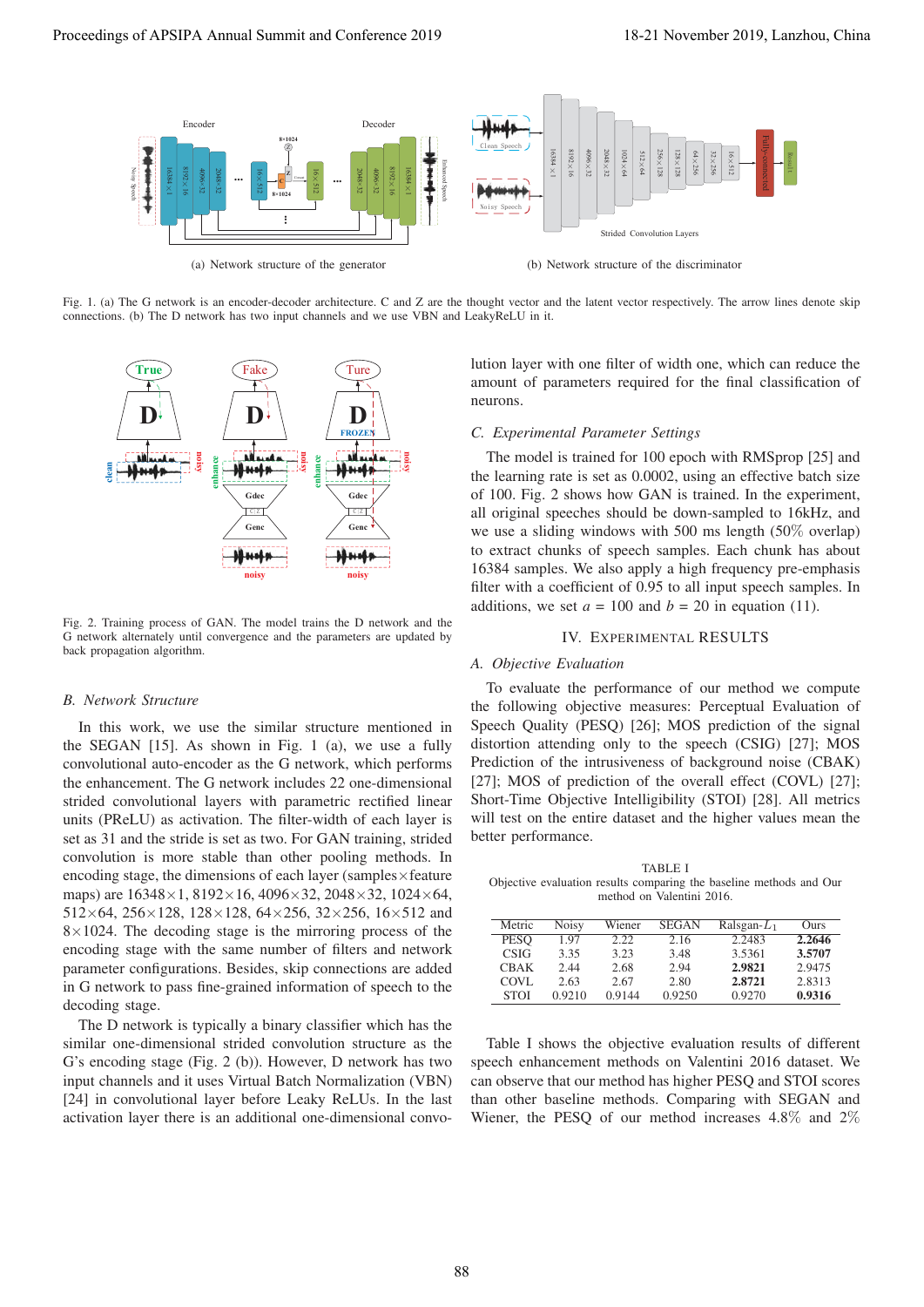(a) Network structure of the generator

(b) Network structure of the discriminator

Fig. 1. (a) The G network is an encoder-decoder architecture. C and Z are the thought vector and the latent vector respectively. The arrow lines denote skip connections. (b) The D network has two input channels and we use VBN and LeakyReLU in it.

Fig. 2. Training process of GAN. The model trains the D network and the G network alternately until convergence and the parameters are updated by back propagation algorithm.

### B. Network Structure

In this work, we use the similar structure mentioned in the SEGAN [15]. As shown in Fig. 1 (a), we use a fully convolutional auto-encoder as the G network, which performs the enhancement. The G network includes 22 one-dimensional strided convolutional layers with parametric rectified linear units (PReLU) as activation. The filter-width of each layer is set as 31 and the stride is set as two. For GAN training, strided convolution is more stable than other pooling methods. In encoding stage, the dimensions of each layer (samples×feature maps) are 16348×1, 8192×16, 4096×32, 2048×32, 1024×64, 512×64, 256×128, 128×128, 64×256, 32×256, 16×512 and 8×1024. The decoding stage is the mirroring process of the encoding stage with the same number of filters and network parameter configurations. Besides, skip connections are added in G network to pass fine-grained information of speech to the decoding stage.

The D network is typically a binary classifier which has the similar one-dimensional strided convolution structure as the G's encoding stage (Fig. 2 (b)). However, D network has two input channels and it uses Virtual Batch Normalization (VBN) [24] in convolutional layer before Leaky ReLUs. In the last activation layer there is an additional one-dimensional convolution layer with one filter of width one, which can reduce the amount of parameters required for the final classification of neurons.

### C. Experimental Parameter Settings

The model is trained for 100 epoch with RMSprop [25] and the learning rate is set as 0.0002, using an effective batch size of 100. Fig. 2 shows how GAN is trained. In the experiment, all original speeches should be down-sampled to 16kHz, and we use a sliding windows with 500 ms length (50% overlap) to extract chunks of speech samples. Each chunk has about 16384 samples. We also apply a high frequency pre-emphasis filter with a coefficient of 0.95 to all input speech samples. In additions, we set $a$ = 100 and $b$ = 20 in equation (11).

## IV. Experimental Results

### A. Objective Evaluation

To evaluate the performance of our method we compute the following objective measures: Perceptual Evaluation of Speech Quality (PESQ) [26]; MOS prediction of the signal distortion attending only to the speech (CSIG) [27]; MOS Prediction of the intrusiveness of background noise (CBAK) [27]; MOS of prediction of the overall effect (COVL) [27]; Short-Time Objective Intelligibility (STOI) [28]. All metrics will test on the entire dataset and the higher values mean the better performance.

TABLE I
Objective evaluation results comparing the baseline methods and Our method on Valentini 2016.

| Metric | Noisy | Wiener | SEGAN | Ralsgan-$L_1$ | Ours |
|---|---|---|---|---|---|
| PESQ | 1.97 | 2.22 | 2.16 | 2.2483 | **2.2646** |
| CSIG | 3.35 | 3.23 | 3.48 | 3.5361 | **3.5707** |
| CBAK | 2.44 | 2.68 | 2.94 | **2.9821** | 2.9475 |
| COVL | 2.63 | 2.67 | 2.80 | **2.8721** | 2.8313 |
| STOI | 0.9210 | 0.9144 | 0.9250 | 0.9270 | **0.9316** |

Table I shows the objective evaluation results of different speech enhancement methods on Valentini 2016 dataset. We can observe that our method has higher PESQ and STOI scores than other baseline methods. Comparing with SEGAN and Wiener, the PESQ of our method increases 4.8% and 2%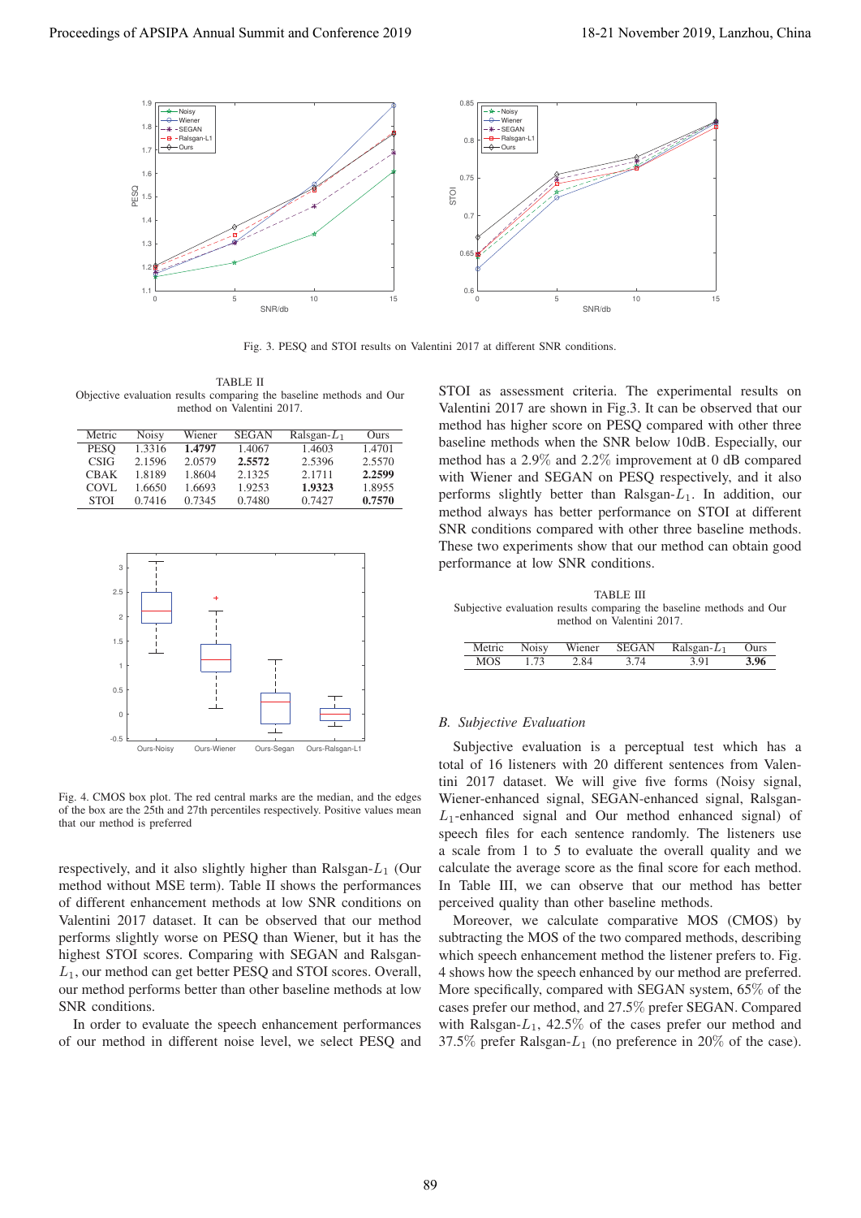Fig. 3. PESQ and STOI results on Valentini 2017 at different SNR conditions.

TABLE II
Objective evaluation results comparing the baseline methods and Our method on Valentini 2017.

| Metric | Noisy | Wiener | SEGAN | Ralsgan-$L_1$ | Ours |
|---|---|---|---|---|---|
| PESQ | 1.3316 | **1.4797** | 1.4067 | 1.4603 | 1.4701 |
| CSIG | 2.1596 | 2.0579 | **2.5572** | 2.5396 | 2.5570 |
| CBAK | 1.8189 | 1.8604 | 2.1325 | 2.1711 | **2.2599** |
| COVL | 1.6650 | 1.6693 | 1.9253 | **1.9323** | 1.8955 |
| STOI | 0.7416 | 0.7345 | 0.7480 | 0.7427 | **0.7570** |

Fig. 4. CMOS box plot. The red central marks are the median, and the edges of the box are the 25th and 27th percentiles respectively. Positive values mean that our method is preferred

respectively, and it also slightly higher than Ralsgan-$L_1$ (Our method without MSE term). Table II shows the performances of different enhancement methods at low SNR conditions on Valentini 2017 dataset. It can be observed that our method performs slightly worse on PESQ than Wiener, but it has the highest STOI scores. Comparing with SEGAN and Ralsgan-$L_1$, our method can get better PESQ and STOI scores. Overall, our method performs better than other baseline methods at low SNR conditions.

In order to evaluate the speech enhancement performances of our method in different noise level, we select PESQ and STOI as assessment criteria. The experimental results on Valentini 2017 are shown in Fig.3. It can be observed that our method has higher score on PESQ compared with other three baseline methods when the SNR below 10dB. Especially, our method has a 2.9% and 2.2% improvement at 0 dB compared with Wiener and SEGAN on PESQ respectively, and it also performs slightly better than Ralsgan-$L_1$. In addition, our method always has better performance on STOI at different SNR conditions compared with other three baseline methods. These two experiments show that our method can obtain good performance at low SNR conditions.

TABLE III
Subjective evaluation results comparing the baseline methods and Our method on Valentini 2017.

| Metric | Noisy | Wiener | SEGAN | Ralsgan-$L_1$ | Ours |
|---|---|---|---|---|---|
| MOS | 1.73 | 2.84 | 3.74 | 3.91 | **3.96** |

### B. *Subjective Evaluation*

Subjective evaluation is a perceptual test which has a total of 16 listeners with 20 different sentences from Valentini 2017 dataset. We will give five forms (Noisy signal, Wiener-enhanced signal, SEGAN-enhanced signal, Ralsgan-$L_1$-enhanced signal and Our method enhanced signal) of speech files for each sentence randomly. The listeners use a scale from 1 to 5 to evaluate the overall quality and we calculate the average score as the final score for each method. In Table III, we can observe that our method has better perceived quality than other baseline methods.

Moreover, we calculate comparative MOS (CMOS) by subtracting the MOS of the two compared methods, describing which speech enhancement method the listener prefers to. Fig. 4 shows how the speech enhanced by our method are preferred. More specifically, compared with SEGAN system, 65% of the cases prefer our method, and 27.5% prefer SEGAN. Compared with Ralsgan-$L_1$, 42.5% of the cases prefer our method and 37.5% prefer Ralsgan-$L_1$ (no preference in 20% of the case).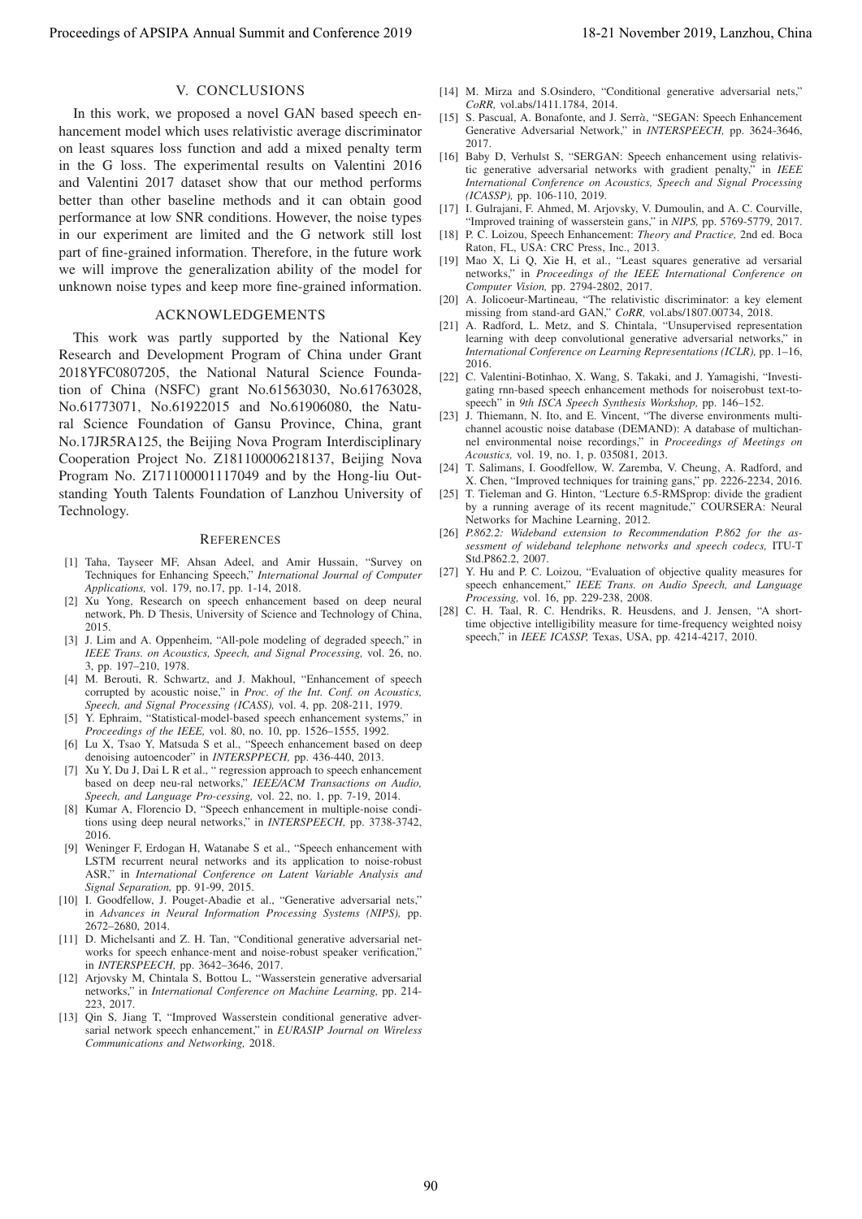## V. CONCLUSIONS

In this work, we proposed a novel GAN based speech enhancement model which uses relativistic average discriminator on least squares loss function and add a mixed penalty term in the G loss. The experimental results on Valentini 2016 and Valentini 2017 dataset show that our method performs better than other baseline methods and it can obtain good performance at low SNR conditions. However, the noise types in our experiment are limited and the G network still lost part of fine-grained information. Therefore, in the future work we will improve the generalization ability of the model for unknown noise types and keep more fine-grained information.

## ACKNOWLEDGEMENTS

This work was partly supported by the National Key Research and Development Program of China under Grant 2018YFC0807205, the National Natural Science Foundation of China (NSFC) grant No.61563030, No.61763028, No.61773071, No.61922015 and No.61906080, the Natural Science Foundation of Gansu Province, China, grant No.17JR5RA125, the Beijing Nova Program Interdisciplinary Cooperation Project No. Z181100006218137, Beijing Nova Program No. Z171100001117049 and by the Hong-liu Outstanding Youth Talents Foundation of Lanzhou University of Technology.

## REFERENCES

[1] Taha, Tayseer MF, Ahsan Adeel, and Amir Hussain, "Survey on Techniques for Enhancing Speech," *International Journal of Computer Applications,* vol. 179, no.17, pp. 1-14, 2018.

[2] Xu Yong, Research on speech enhancement based on deep neural network, Ph. D Thesis, University of Science and Technology of China, 2015.

[3] J. Lim and A. Oppenheim, "All-pole modeling of degraded speech," in *IEEE Trans. on Acoustics, Speech, and Signal Processing,* vol. 26, no. 3, pp. 197–210, 1978.

[4] M. Berouti, R. Schwartz, and J. Makhoul, "Enhancement of speech corrupted by acoustic noise," in *Proc. of the Int. Conf. on Acoustics, Speech, and Signal Processing (ICASS),* vol. 4, pp. 208-211, 1979.

[5] Y. Ephraim, "Statistical-model-based speech enhancement systems," in *Proceedings of the IEEE,* vol. 80, no. 10, pp. 1526–1555, 1992.

[6] Lu X, Tsao Y, Matsuda S et al., "Speech enhancement based on deep denoising autoencoder" in *INTERSPPECH,* pp. 436-440, 2013.

[7] Xu Y, Du J, Dai L R et al., " regression approach to speech enhancement based on deep neu-ral networks," *IEEE/ACM Transactions on Audio, Speech, and Language Pro-cessing,* vol. 22, no. 1, pp. 7-19, 2014.

[8] Kumar A, Florencio D, "Speech enhancement in multiple-noise conditions using deep neural networks," in *INTERSPEECH,* pp. 3738-3742, 2016.

[9] Weninger F, Erdogan H, Watanabe S et al., "Speech enhancement with LSTM recurrent neural networks and its application to noise-robust ASR," in *International Conference on Latent Variable Analysis and Signal Separation,* pp. 91-99, 2015.

[10] I. Goodfellow, J. Pouget-Abadie et al., "Generative adversarial nets," in *Advances in Neural Information Processing Systems (NIPS),* pp. 2672–2680, 2014.

[11] D. Michelsanti and Z. H. Tan, "Conditional generative adversarial networks for speech enhance-ment and noise-robust speaker verification," in *INTERSPEECH,* pp. 3642–3646, 2017.

[12] Arjovsky M, Chintala S, Bottou L, "Wasserstein generative adversarial networks," in *International Conference on Machine Learning,* pp. 214-223, 2017.

[13] Qin S, Jiang T, "Improved Wasserstein conditional generative adversarial network speech enhancement," in *EURASIP Journal on Wireless Communications and Networking,* 2018.

[14] M. Mirza and S.Osindero, "Conditional generative adversarial nets," *CoRR,* vol.abs/1411.1784, 2014.

[15] S. Pascual, A. Bonafonte, and J. Serrà, "SEGAN: Speech Enhancement Generative Adversarial Network," in *INTERSPEECH,* pp. 3624-3646, 2017.

[16] Baby D, Verhulst S, "SERGAN: Speech enhancement using relativistic generative adversarial networks with gradient penalty," in *IEEE International Conference on Acoustics, Speech and Signal Processing (ICASSP),* pp. 106-110, 2019.

[17] I. Gulrajani, F. Ahmed, M. Arjovsky, V. Dumoulin, and A. C. Courville, "Improved training of wasserstein gans," in *NIPS,* pp. 5769-5779, 2017.

[18] P. C. Loizou, Speech Enhancement: *Theory and Practice,* 2nd ed. Boca Raton, FL, USA: CRC Press, Inc., 2013.

[19] Mao X, Li Q, Xie H, et al., "Least squares generative ad versarial networks," in *Proceedings of the IEEE International Conference on Computer Vision,* pp. 2794-2802, 2017.

[20] A. Jolicoeur-Martineau, "The relativistic discriminator: a key element missing from stand-ard GAN," *CoRR,* vol.abs/1807.00734, 2018.

[21] A. Radford, L. Metz, and S. Chintala, "Unsupervised representation learning with deep convolutional generative adversarial networks," in *International Conference on Learning Representations (ICLR),* pp. 1–16, 2016.

[22] C. Valentini-Botinhao, X. Wang, S. Takaki, and J. Yamagishi, "Investigating rnn-based speech enhancement methods for noiserobust text-to-speech" in *9th ISCA Speech Synthesis Workshop,* pp. 146–152.

[23] J. Thiemann, N. Ito, and E. Vincent, "The diverse environments multichannel acoustic noise database (DEMAND): A database of multichannel environmental noise recordings," in *Proceedings of Meetings on Acoustics,* vol. 19, no. 1, p. 035081, 2013.

[24] T. Salimans, I. Goodfellow, W. Zaremba, V. Cheung, A. Radford, and X. Chen, "Improved techniques for training gans," pp. 2226-2234, 2016.

[25] T. Tieleman and G. Hinton, "Lecture 6.5-RMSprop: divide the gradient by a running average of its recent magnitude," COURSERA: Neural Networks for Machine Learning, 2012.

[26] *P.862.2: Wideband extension to Recommendation P.862 for the assessment of wideband telephone networks and speech codecs,* ITU-T Std.P862.2, 2007.

[27] Y. Hu and P. C. Loizou, "Evaluation of objective quality measures for speech enhancement," *IEEE Trans. on Audio Speech, and Language Processing,* vol. 16, pp. 229-238, 2008.

[28] C. H. Taal, R. C. Hendriks, R. Heusdens, and J. Jensen, "A short-time objective intelligibility measure for time-frequency weighted noisy speech," in *IEEE ICASSP,* Texas, USA, pp. 4214-4217, 2010.